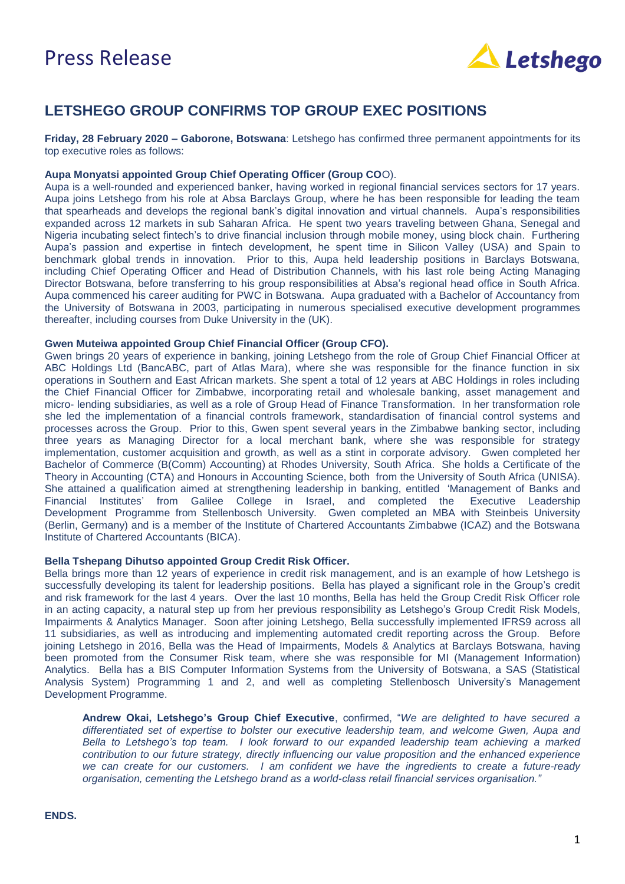# Press Release

## LETSHEGO GROUP CONFIRMS TOP GROUP EXEC POSITIONS

**Friday, 28 February 2020 – Gaborone, Botswana**: Letshego has confirmed three permanent appointments for its top executive roles as follows:

**Aupa Monyatsi appointed Group Chief Operating Officer (Group COO).**

Aupa is a well-rounded and experienced banker, having worked in regional financial services sectors for 17 years. Aupa joins Letshego from his role at Absa Barclays Group, where he has been responsible for leading the team that spearheads and develops the regional bank's digital innovation and virtual channels. Aupa's responsibilities expanded across 12 markets in sub Saharan Africa. He spent two years traveling between Ghana, Senegal and Nigeria incubating select fintech's to drive financial inclusion through mobile money, using block chain. Furthering Aupa's passion and expertise in fintech development, he spent time in Silicon Valley (USA) and Spain to benchmark global trends in innovation. Prior to this, Aupa held leadership positions in Barclays Botswana, including Chief Operating Officer and Head of Distribution Channels, with his last role being Acting Managing Director Botswana, before transferring to his group responsibilities at Absa's regional head office in South Africa. Aupa commenced his career auditing for PWC in Botswana. Aupa graduated with a Bachelor of Accountancy from the University of Botswana in 2003, participating in numerous specialised executive development programmes thereafter, including courses from Duke University in the (UK).

**Gwen Muteiwa appointed Group Chief Financial Officer (Group CFO).**

Gwen brings 20 years of experience in banking, joining Letshego from the role of Group Chief Financial Officer at ABC Holdings Ltd (BancABC, part of Atlas Mara), where she was responsible for the finance function in six operations in Southern and East African markets. She spent a total of 12 years at ABC Holdings in roles including the Chief Financial Officer for Zimbabwe, incorporating retail and wholesale banking, asset management and micro- lending subsidiaries, as well as a role of Group Head of Finance Transformation. In her transformation role she led the implementation of a financial controls framework, standardisation of financial control systems and processes across the Group. Prior to this, Gwen spent several years in the Zimbabwe banking sector, including three years as Managing Director for a local merchant bank, where she was responsible for strategy implementation, customer acquisition and growth, as well as a stint in corporate advisory. Gwen completed her Bachelor of Commerce (B(Comm) Accounting) at Rhodes University, South Africa. She holds a Certificate of the Theory in Accounting (CTA) and Honours in Accounting Science, both from the University of South Africa (UNISA). She attained a qualification aimed at strengthening leadership in banking, entitled 'Management of Banks and Financial Institutes' from Galilee College in Israel, and completed the Executive Leadership Development Programme from Stellenbosch University. Gwen completed an MBA with Steinbeis University (Berlin, Germany) and is a member of the Institute of Chartered Accountants Zimbabwe (ICAZ) and the Botswana Institute of Chartered Accountants (BICA).

**Bella Tshepang Dihutso appointed Group Credit Risk Officer.**

Bella brings more than 12 years of experience in credit risk management, and is an example of how Letshego is successfully developing its talent for leadership positions. Bella has played a significant role in the Group's credit and risk framework for the last 4 years. Over the last 10 months, Bella has held the Group Credit Risk Officer role in an acting capacity, a natural step up from her previous responsibility as Letshego's Group Credit Risk Models, Impairments & Analytics Manager. Soon after joining Letshego, Bella successfully implemented IFRS9 across all 11 subsidiaries, as well as introducing and implementing automated credit reporting across the Group. Before joining Letshego in 2016, Bella was the Head of Impairments, Models & Analytics at Barclays Botswana, having been promoted from the Consumer Risk team, where she was responsible for MI (Management Information) Analytics. Bella has a BIS Computer Information Systems from the University of Botswana, a SAS (Statistical Analysis System) Programming 1 and 2, and well as completing Stellenbosch University's Management Development Programme.

> **Andrew Okai, Letshego's Group Chief Executive**, confirmed, "*We are delighted to have secured a differentiated set of expertise to bolster our executive leadership team, and welcome Gwen, Aupa and Bella to Letshego's top team. I look forward to our expanded leadership team achieving a marked contribution to our future strategy, directly influencing our value proposition and the enhanced experience we can create for our customers. I am confident we have the ingredients to create a future-ready organisation, cementing the Letshego brand as a world-class retail financial services organisation."*

**ENDS.**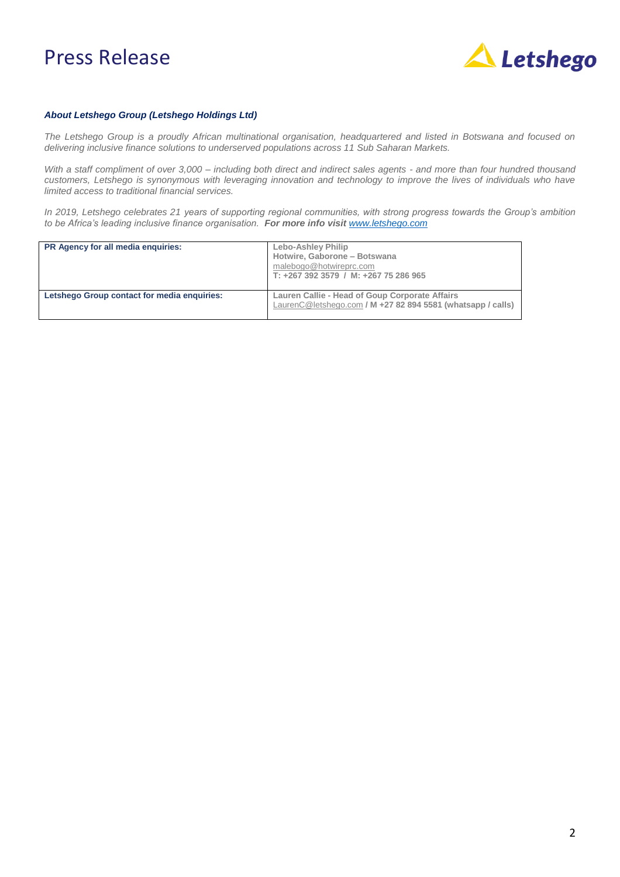### *About Letshego Group (Letshego Holdings Ltd)*

*The Letshego Group is a proudly African multinational organisation, headquartered and listed in Botswana and focused on delivering inclusive finance solutions to underserved populations across 11 Sub Saharan Markets.*

*With a staff compliment of over 3,000 – including both direct and indirect sales agents - and more than four hundred thousand customers, Letshego is synonymous with leveraging innovation and technology to improve the lives of individuals who have limited access to traditional financial services.*

*In 2019, Letshego celebrates 21 years of supporting regional communities, with strong progress towards the Group's ambition to be Africa's leading inclusive finance organisation.* ***For more info visit*** *[www.letshego.com](http://www.letshego.com)*

| | |
|---|---|
| **PR Agency for all media enquiries:** | **Lebo-Ashley Philip**<br>**Hotwire, Gaborone – Botswana**<br>malebogo@hotwireprc.com<br>**T: +267 392 3579 / M: +267 75 286 965** |
| **Letshego Group contact for media enquiries:** | **Lauren Callie - Head of Goup Corporate Affairs**<br>LaurenC@letshego.com **/ M +27 82 894 5581 (whatsapp / calls)** |